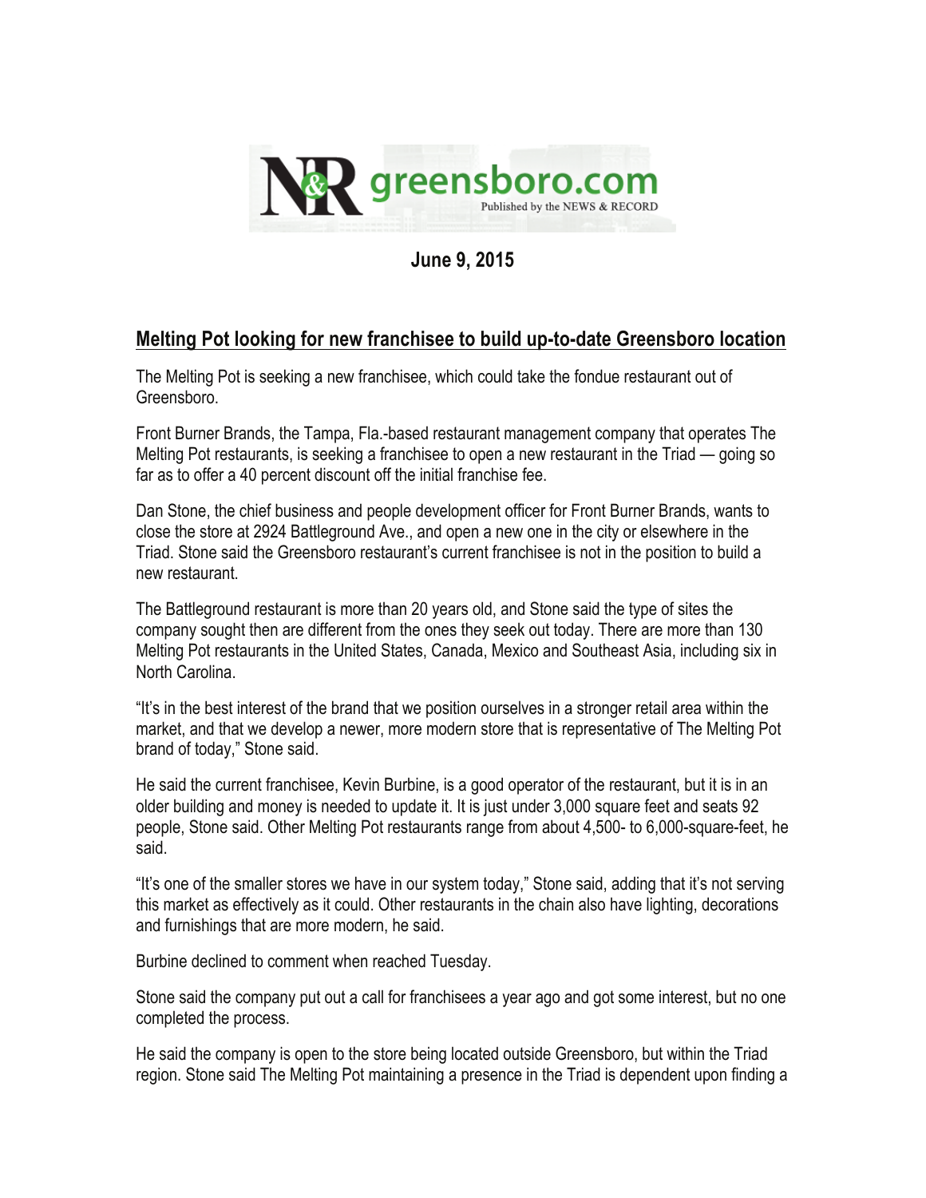N&R greensboro.com
Published by the NEWS & RECORD

**June 9, 2015**

## Melting Pot looking for new franchisee to build up-to-date Greensboro location

The Melting Pot is seeking a new franchisee, which could take the fondue restaurant out of Greensboro.

Front Burner Brands, the Tampa, Fla.-based restaurant management company that operates The Melting Pot restaurants, is seeking a franchisee to open a new restaurant in the Triad — going so far as to offer a 40 percent discount off the initial franchise fee.

Dan Stone, the chief business and people development officer for Front Burner Brands, wants to close the store at 2924 Battleground Ave., and open a new one in the city or elsewhere in the Triad. Stone said the Greensboro restaurant's current franchisee is not in the position to build a new restaurant.

The Battleground restaurant is more than 20 years old, and Stone said the type of sites the company sought then are different from the ones they seek out today. There are more than 130 Melting Pot restaurants in the United States, Canada, Mexico and Southeast Asia, including six in North Carolina.

"It's in the best interest of the brand that we position ourselves in a stronger retail area within the market, and that we develop a newer, more modern store that is representative of The Melting Pot brand of today," Stone said.

He said the current franchisee, Kevin Burbine, is a good operator of the restaurant, but it is in an older building and money is needed to update it. It is just under 3,000 square feet and seats 92 people, Stone said. Other Melting Pot restaurants range from about 4,500- to 6,000-square-feet, he said.

"It's one of the smaller stores we have in our system today," Stone said, adding that it's not serving this market as effectively as it could. Other restaurants in the chain also have lighting, decorations and furnishings that are more modern, he said.

Burbine declined to comment when reached Tuesday.

Stone said the company put out a call for franchisees a year ago and got some interest, but no one completed the process.

He said the company is open to the store being located outside Greensboro, but within the Triad region. Stone said The Melting Pot maintaining a presence in the Triad is dependent upon finding a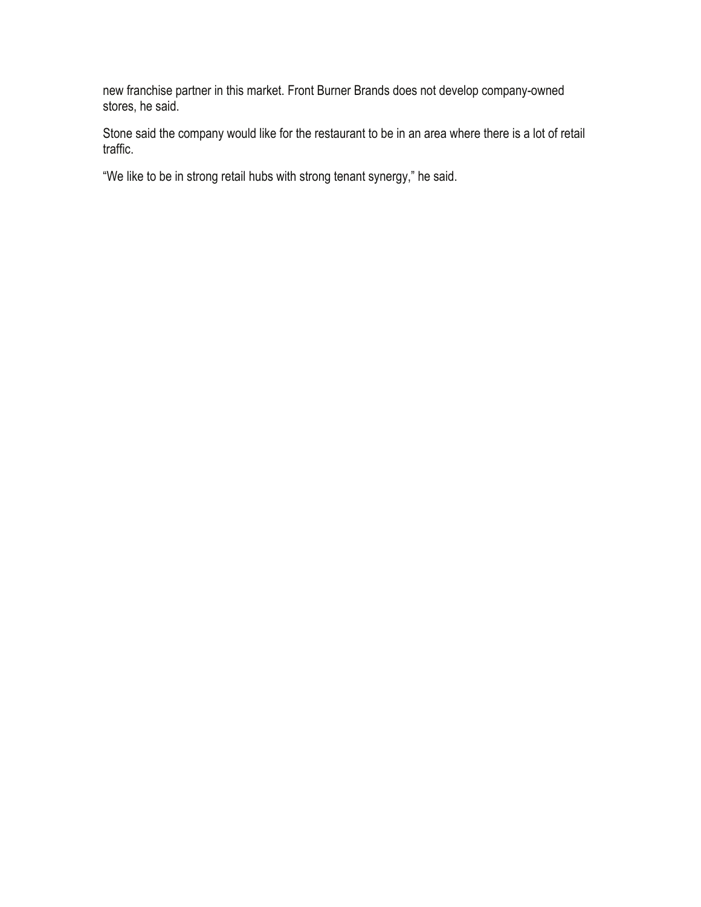new franchise partner in this market. Front Burner Brands does not develop company-owned stores, he said.

Stone said the company would like for the restaurant to be in an area where there is a lot of retail traffic.

“We like to be in strong retail hubs with strong tenant synergy,” he said.